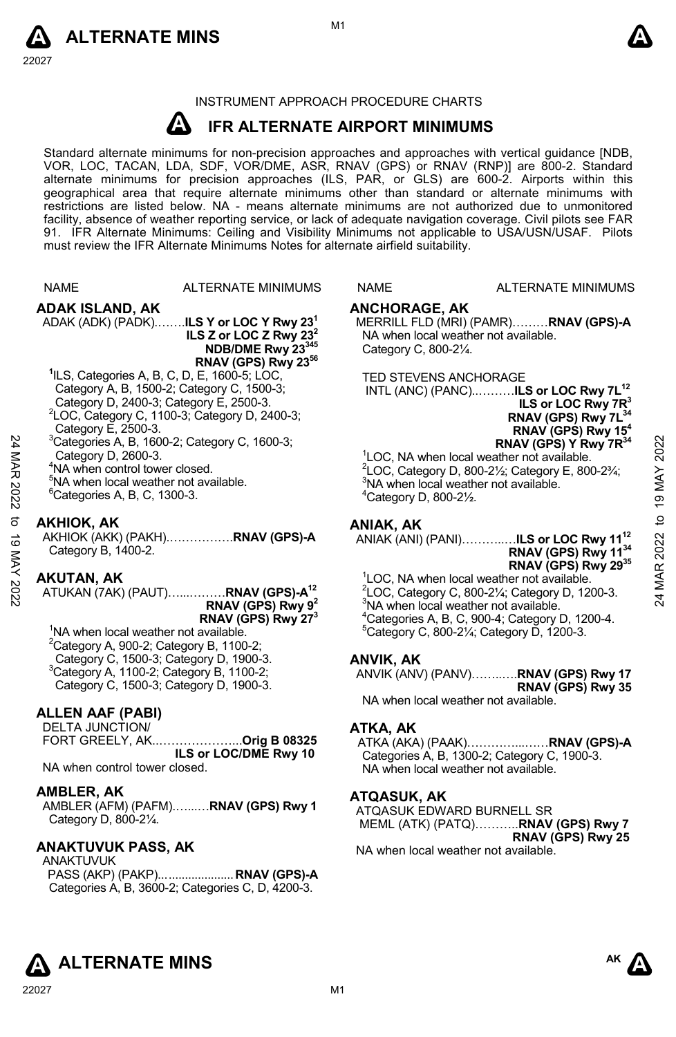INSTRUMENT APPROACH PROCEDURE CHARTS

# IFR ALTERNATE AIRPORT MINIMUMS

Standard alternate minimums for non-precision approaches and approaches with vertical guidance [NDB, VOR, LOC, TACAN, LDA, SDF, VOR/DME, ASR, RNAV (GPS) or RNAV (RNP)] are 800-2. Standard alternate minimums for precision approaches (ILS, PAR, or GLS) are 600-2. Airports within this geographical area that require alternate minimums other than standard or alternate minimums with restrictions are listed below. NA - means alternate minimums are not authorized due to unmonitored facility, absence of weather reporting service, or lack of adequate navigation coverage. Civil pilots see FAR 91. IFR Alternate Minimums: Ceiling and Visibility Minimums not applicable to USA/USN/USAF. Pilots must review the IFR Alternate Minimums Notes for alternate airfield suitability.

NAME — ALTERNATE MINIMUMS

## ADAK ISLAND, AK

ADAK (ADK) (PADK)……..**ILS Y or LOC Y Rwy 23**[1]
**ILS Z or LOC Z Rwy 23**[2]
**NDB/DME Rwy 23**[345]
**RNAV (GPS) Rwy 23**[56]

[1]ILS, Categories A, B, C, D, E, 1600-5; LOC, Category A, B, 1500-2; Category C, 1500-3; Category D, 2400-3; Category E, 2500-3.
[2]LOC, Category C, 1100-3; Category D, 2400-3; Category E, 2500-3.
[3]Categories A, B, 1600-2; Category C, 1600-3; Category D, 2600-3.
[4]NA when control tower closed.
[5]NA when local weather not available.
[6]Categories A, B, C, 1300-3.

## AKHIOK, AK

AKHIOK (AKK) (PAKH)……………..**RNAV (GPS)-A**
Category B, 1400-2.

## AKUTAN, AK

ATUKAN (7AK) (PAUT)…....………**RNAV (GPS)-A**[12]
**RNAV (GPS) Rwy 9**[2]
**RNAV (GPS) Rwy 27**[3]

[1]NA when local weather not available.
[2]Category A, 900-2; Category B, 1100-2; Category C, 1500-3; Category D, 1900-3.
[3]Category A, 1100-2; Category B, 1100-2; Category C, 1500-3; Category D, 1900-3.

## ALLEN AAF (PABI)

DELTA JUNCTION/
FORT GREELY, AK..………………...**Orig B 08325**
**ILS or LOC/DME Rwy 10**
NA when control tower closed.

## AMBLER, AK

AMBLER (AFM) (PAFM)…....…**RNAV (GPS) Rwy 1**
Category D, 800-2¼.

## ANAKTUVUK PASS, AK

ANAKTUVUK
PASS (AKP) (PAKP)…..................... **RNAV (GPS)-A**
Categories A, B, 3600-2; Categories C, D, 4200-3.

## ANCHORAGE, AK

MERRILL FLD (MRI) (PAMR)………**RNAV (GPS)-A**
NA when local weather not available.
Category C, 800-2¼.

TED STEVENS ANCHORAGE
INTL (ANC) (PANC)..……….**ILS or LOC Rwy 7L**[12]
**ILS or LOC Rwy 7R**[3]
**RNAV (GPS) Rwy 7L**[34]
**RNAV (GPS) Rwy 15**[4]
**RNAV (GPS) Y Rwy 7R**[34]

[1]LOC, NA when local weather not available.
[2]LOC, Category D, 800-2½; Category E, 800-2¾;
[3]NA when local weather not available.
[4]Category D, 800-2½.

## ANIAK, AK

ANIAK (ANI) (PANI)………..…**ILS or LOC Rwy 11**[12]
**RNAV (GPS) Rwy 11**[34]
**RNAV (GPS) Rwy 29**[35]

[1]LOC, NA when local weather not available.
[2]LOC, Category C, 800-2¼; Category D, 1200-3.
[3]NA when local weather not available.
[4]Categories A, B, C, 900-4; Category D, 1200-4.
[5]Category C, 800-2¼; Category D, 1200-3.

## ANVIK, AK

ANVIK (ANV) (PANV)……..….**RNAV (GPS) Rwy 17**
**RNAV (GPS) Rwy 35**
NA when local weather not available.

## ATKA, AK

ATKA (AKA) (PAAK)…………....……**RNAV (GPS)-A**
Categories A, B, 1300-2; Category C, 1900-3.
NA when local weather not available.

## ATQASUK, AK

ATQASUK EDWARD BURNELL SR
MEML (ATK) (PATQ)………..**RNAV (GPS) Rwy 7**
**RNAV (GPS) Rwy 25**
NA when local weather not available.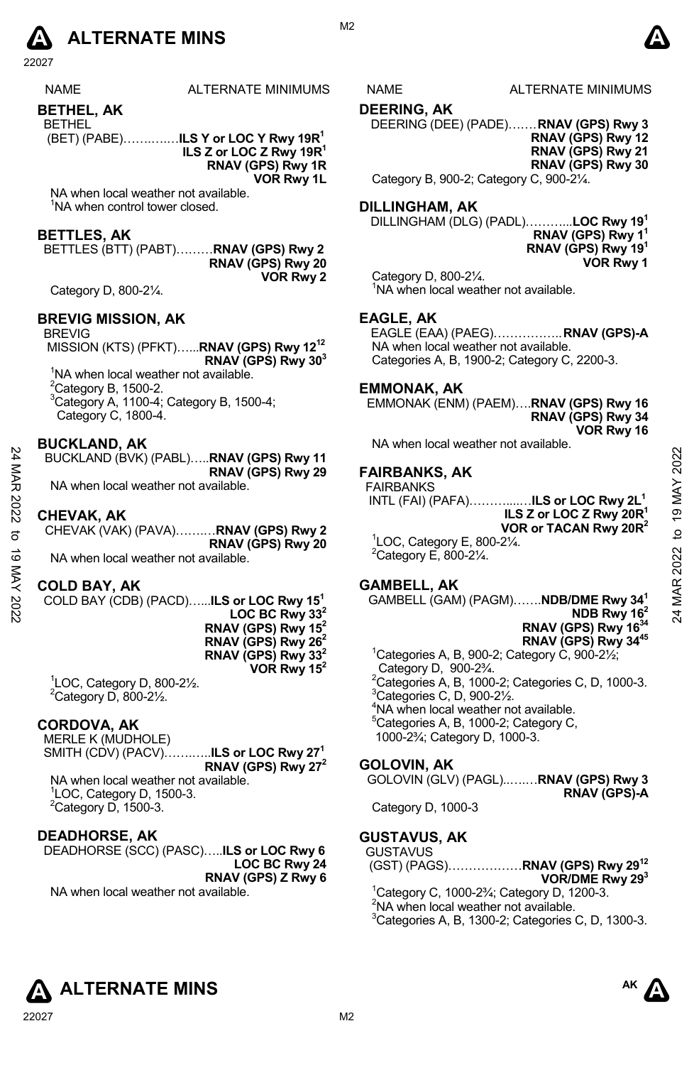# ALTERNATE MINS

| NAME | ALTERNATE MINIMUMS |
|---|---|

## BETHEL, AK

BETHEL (BET) (PABE)……..…..ILS Y or LOC Y Rwy 19R[1]
ILS Z or LOC Z Rwy 19R[1]
RNAV (GPS) Rwy 1R
VOR Rwy 1L

NA when local weather not available.
[1]NA when control tower closed.

## BETTLES, AK

BETTLES (BTT) (PABT)………RNAV (GPS) Rwy 2
RNAV (GPS) Rwy 20
VOR Rwy 2

Category D, 800-2¼.

## BREVIG MISSION, AK

BREVIG MISSION (KTS) (PFKT)…...RNAV (GPS) Rwy 12[12]
RNAV (GPS) Rwy 30[3]

[1]NA when local weather not available.
[2]Category B, 1500-2.
[3]Category A, 1100-4; Category B, 1500-4; Category C, 1800-4.

## BUCKLAND, AK

BUCKLAND (BVK) (PABL)…..RNAV (GPS) Rwy 11
RNAV (GPS) Rwy 29

NA when local weather not available.

## CHEVAK, AK

CHEVAK (VAK) (PAVA)……..…RNAV (GPS) Rwy 2
RNAV (GPS) Rwy 20

NA when local weather not available.

## COLD BAY, AK

COLD BAY (CDB) (PACD)…...ILS or LOC Rwy 15[1]
LOC BC Rwy 33[2]
RNAV (GPS) Rwy 15[2]
RNAV (GPS) Rwy 26[2]
RNAV (GPS) Rwy 33[2]
VOR Rwy 15[2]

[1]LOC, Category D, 800-2½.
[2]Category D, 800-2½.

## CORDOVA, AK

MERLE K (MUDHOLE) SMITH (CDV) (PACV)……..…ILS or LOC Rwy 27[1]
RNAV (GPS) Rwy 27[2]

NA when local weather not available.
[1]LOC, Category D, 1500-3.
[2]Category D, 1500-3.

## DEADHORSE, AK

DEADHORSE (SCC) (PASC)…..ILS or LOC Rwy 6
LOC BC Rwy 24
RNAV (GPS) Z Rwy 6

NA when local weather not available.

## DEERING, AK

DEERING (DEE) (PADE)…….RNAV (GPS) Rwy 3
RNAV (GPS) Rwy 12
RNAV (GPS) Rwy 21
RNAV (GPS) Rwy 30

Category B, 900-2; Category C, 900-2¼.

## DILLINGHAM, AK

DILLINGHAM (DLG) (PADL)………...LOC Rwy 19[1]
RNAV (GPS) Rwy 1[1]
RNAV (GPS) Rwy 19[1]
VOR Rwy 1

Category D, 800-2¼.
[1]NA when local weather not available.

## EAGLE, AK

EAGLE (EAA) (PAEG)……………..RNAV (GPS)-A

NA when local weather not available.
Categories A, B, 1900-2; Category C, 2200-3.

## EMMONAK, AK

EMMONAK (ENM) (PAEM)….RNAV (GPS) Rwy 16
RNAV (GPS) Rwy 34
VOR Rwy 16

NA when local weather not available.

## FAIRBANKS, AK

FAIRBANKS INTL (FAI) (PAFA)………....…ILS or LOC Rwy 2L[1]
ILS Z or LOC Z Rwy 20R[1]
VOR or TACAN Rwy 20R[2]

[1]LOC, Category E, 800-2¼.
[2]Category E, 800-2¼.

## GAMBELL, AK

GAMBELL (GAM) (PAGM)……NDB/DME Rwy 34[1]
NDB Rwy 16[2]
RNAV (GPS) Rwy 16[34]
RNAV (GPS) Rwy 34[45]

[1]Categories A, B, 900-2; Category C, 900-2½; Category D, 900-2¾.
[2]Categories A, B, 1000-2; Categories C, D, 1000-3.
[3]Categories C, D, 900-2½.
[4]NA when local weather not available.
[5]Categories A, B, 1000-2; Category C, 1000-2¾; Category D, 1000-3.

## GOLOVIN, AK

GOLOVIN (GLV) (PAGL)..……RNAV (GPS) Rwy 3
RNAV (GPS)-A

Category D, 1000-3

## GUSTAVUS, AK

GUSTAVUS (GST) (PAGS)………………RNAV (GPS) Rwy 29[12]
VOR/DME Rwy 29[3]

[1]Category C, 1000-2¾; Category D, 1200-3.
[2]NA when local weather not available.
[3]Categories A, B, 1300-2; Categories C, D, 1300-3.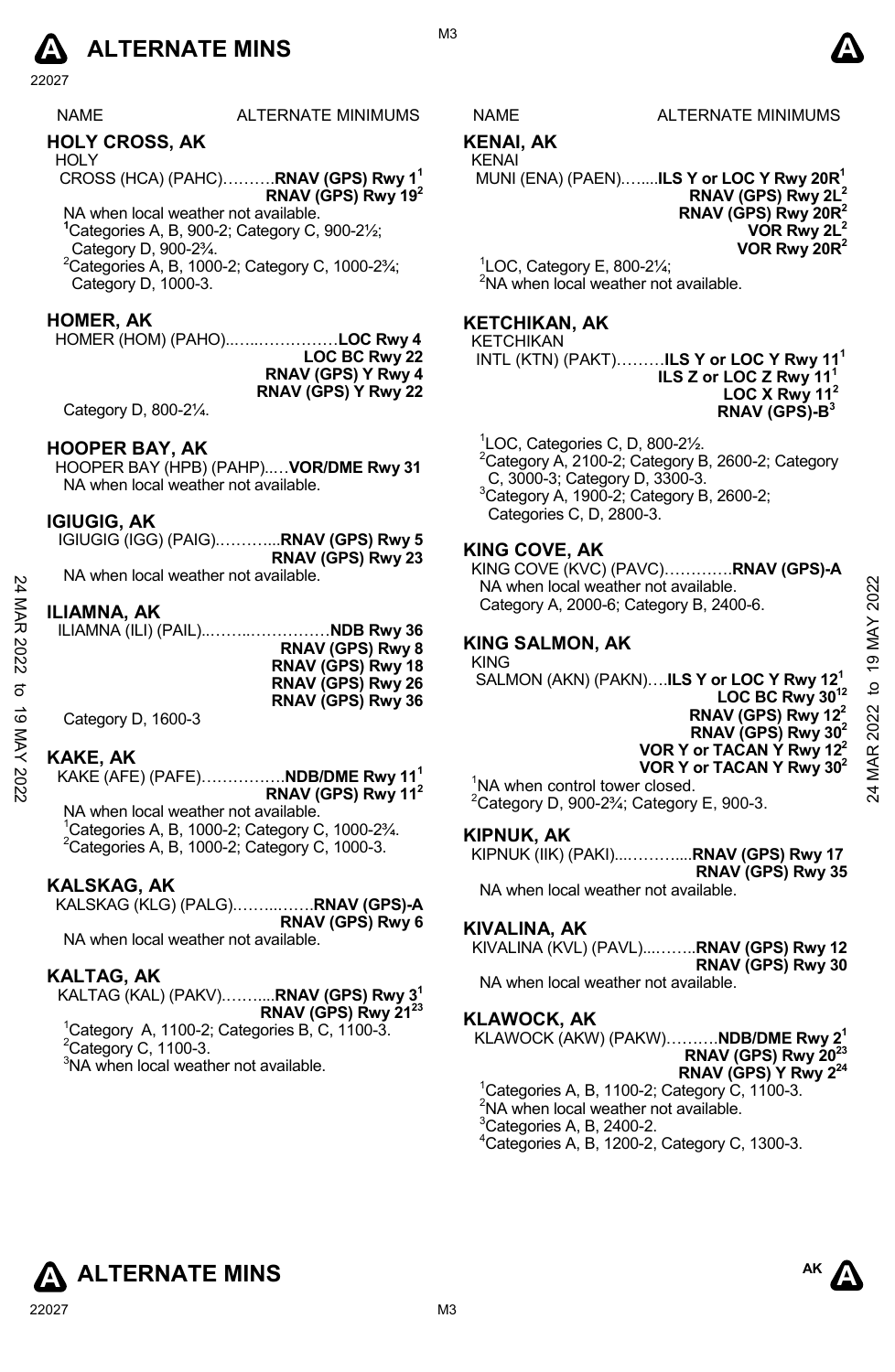# ALTERNATE MINS

| NAME | ALTERNATE MINIMUMS |
|---|---|

## HOLY CROSS, AK

HOLY CROSS (HCA) (PAHC)……….**RNAV (GPS) Rwy 1**[1]
**RNAV (GPS) Rwy 19**[2]

NA when local weather not available.
[1]Categories A, B, 900-2; Category C, 900-2½; Category D, 900-2¾.
[2]Categories A, B, 1000-2; Category C, 1000-2¾; Category D, 1000-3.

## HOMER, AK

HOMER (HOM) (PAHO)..…..……………**LOC Rwy 4**
**LOC BC Rwy 22**
**RNAV (GPS) Y Rwy 4**
**RNAV (GPS) Y Rwy 22**

Category D, 800-2¼.

## HOOPER BAY, AK

HOOPER BAY (HPB) (PAHP)..…**VOR/DME Rwy 31**

NA when local weather not available.

## IGIUGIG, AK

IGIUGIG (IGG) (PAIG).………...**RNAV (GPS) Rwy 5**
**RNAV (GPS) Rwy 23**

NA when local weather not available.

## ILIAMNA, AK

ILIAMNA (ILI) (PAIL)..……..……………**NDB Rwy 36**
**RNAV (GPS) Rwy 8**
**RNAV (GPS) Rwy 18**
**RNAV (GPS) Rwy 26**
**RNAV (GPS) Rwy 36**

Category D, 1600-3

## KAKE, AK

KAKE (AFE) (PAFE)…………….**NDB/DME Rwy 11**[1]
**RNAV (GPS) Rwy 11**[2]

NA when local weather not available.
[1]Categories A, B, 1000-2; Category C, 1000-2¾.
[2]Categories A, B, 1000-2; Category C, 1000-3.

## KALSKAG, AK

KALSKAG (KLG) (PALG).……..…….**RNAV (GPS)-A**
**RNAV (GPS) Rwy 6**

NA when local weather not available.

## KALTAG, AK

KALTAG (KAL) (PAKV).……....**RNAV (GPS) Rwy 3**[1]
**RNAV (GPS) Rwy 21**[2,3]

[1]Category A, 1100-2; Categories B, C, 1100-3.
[2]Category C, 1100-3.
[3]NA when local weather not available.

## KENAI, AK

KENAI MUNI (ENA) (PAEN)…....**ILS Y or LOC Y Rwy 20R**[1]
**RNAV (GPS) Rwy 2L**[2]
**RNAV (GPS) Rwy 20R**[2]
**VOR Rwy 2L**[2]
**VOR Rwy 20R**[2]

[1]LOC, Category E, 800-2¼;
[2]NA when local weather not available.

## KETCHIKAN, AK

KETCHIKAN INTL (KTN) (PAKT)………**ILS Y or LOC Y Rwy 11**[1]
**ILS Z or LOC Z Rwy 11**[1]
**LOC X Rwy 11**[2]
**RNAV (GPS)-B**[3]

[1]LOC, Categories C, D, 800-2½.
[2]Category A, 2100-2; Category B, 2600-2; Category C, 3000-3; Category D, 3300-3.
[3]Category A, 1900-2; Category B, 2600-2; Categories C, D, 2800-3.

## KING COVE, AK

KING COVE (KVC) (PAVC)………….**RNAV (GPS)-A**

NA when local weather not available.
Category A, 2000-6; Category B, 2400-6.

## KING SALMON, AK

KING SALMON (AKN) (PAKN)….**ILS Y or LOC Y Rwy 12**[1]
**LOC BC Rwy 30**[1,2]
**RNAV (GPS) Rwy 12**[2]
**RNAV (GPS) Rwy 30**[2]
**VOR Y or TACAN Y Rwy 12**[2]
**VOR Y or TACAN Y Rwy 30**[2]

[1]NA when control tower closed.
[2]Category D, 900-2¾; Category E, 900-3.

## KIPNUK, AK

KIPNUK (IIK) (PAKI)...………....**RNAV (GPS) Rwy 17**
**RNAV (GPS) Rwy 35**

NA when local weather not available.

## KIVALINA, AK

KIVALINA (KVL) (PAVL)...…….**RNAV (GPS) Rwy 12**
**RNAV (GPS) Rwy 30**

NA when local weather not available.

## KLAWOCK, AK

KLAWOCK (AKW) (PAKW)……….**NDB/DME Rwy 2**[1]
**RNAV (GPS) Rwy 20**[2,3]
**RNAV (GPS) Y Rwy 2**[2,4]

[1]Categories A, B, 1100-2; Category C, 1100-3.
[2]NA when local weather not available.
[3]Categories A, B, 2400-2.
[4]Categories A, B, 1200-2, Category C, 1300-3.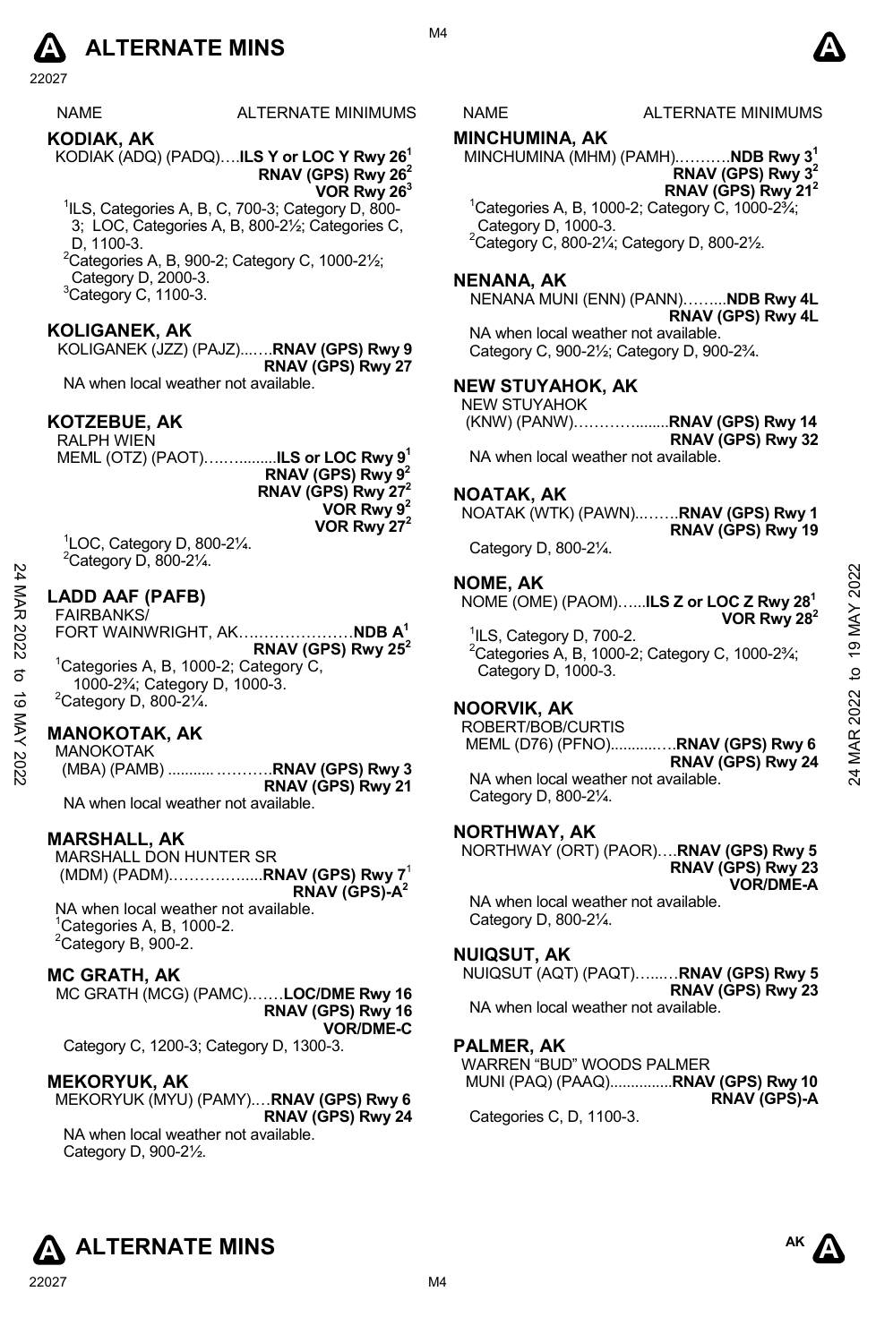# ALTERNATE MINS

NAME — ALTERNATE MINIMUMS

## KODIAK, AK

KODIAK (ADQ) (PADQ)….**ILS Y or LOC Y Rwy 26**[1]
**RNAV (GPS) Rwy 26**[2]
**VOR Rwy 26**[3]

[1]ILS, Categories A, B, C, 700-3; Category D, 800-3; LOC, Categories A, B, 800-2½; Categories C, D, 1100-3.
[2]Categories A, B, 900-2; Category C, 1000-2½; Category D, 2000-3.
[3]Category C, 1100-3.

## KOLIGANEK, AK

KOLIGANEK (JZZ) (PAJZ)...….**RNAV (GPS) Rwy 9**
**RNAV (GPS) Rwy 27**

NA when local weather not available.

## KOTZEBUE, AK

RALPH WIEN MEML (OTZ) (PAOT)….….........**ILS or LOC Rwy 9**[1]
**RNAV (GPS) Rwy 9**[2]
**RNAV (GPS) Rwy 27**[2]
**VOR Rwy 9**[2]
**VOR Rwy 27**[2]

[1]LOC, Category D, 800-2¼.
[2]Category D, 800-2¼.

## LADD AAF (PAFB)

FAIRBANKS/ FORT WAINWRIGHT, AK….………………**NDB A**[1]
**RNAV (GPS) Rwy 25**[2]

[1]Categories A, B, 1000-2; Category C, 1000-2¾; Category D, 1000-3.
[2]Category D, 800-2¼.

## MANOKOTAK, AK

MANOKOTAK (MBA) (PAMB) ........... ………..**RNAV (GPS) Rwy 3**
**RNAV (GPS) Rwy 21**

NA when local weather not available.

## MARSHALL, AK

MARSHALL DON HUNTER SR (MDM) (PADM).……….….....**RNAV (GPS) Rwy 7**[1]
**RNAV (GPS)-A**[2]

NA when local weather not available.
[1]Categories A, B, 1000-2.
[2]Category B, 900-2.

## MC GRATH, AK

MC GRATH (MCG) (PAMC).……**LOC/DME Rwy 16**
**RNAV (GPS) Rwy 16**
**VOR/DME-C**

Category C, 1200-3; Category D, 1300-3.

## MEKORYUK, AK

MEKORYUK (MYU) (PAMY).…**RNAV (GPS) Rwy 6**
**RNAV (GPS) Rwy 24**

NA when local weather not available.
Category D, 900-2½.

## MINCHUMINA, AK

MINCHUMINA (MHM) (PAMH).……….**NDB Rwy 3**[1]
**RNAV (GPS) Rwy 3**[2]
**RNAV (GPS) Rwy 21**[2]

[1]Categories A, B, 1000-2; Category C, 1000-2¾; Category D, 1000-3.
[2]Category C, 800-2¼; Category D, 800-2½.

## NENANA, AK

NENANA MUNI (ENN) (PANN)……...**NDB Rwy 4L**
**RNAV (GPS) Rwy 4L**

NA when local weather not available.
Category C, 900-2½; Category D, 900-2¾.

## NEW STUYAHOK, AK

NEW STUYAHOK (KNW) (PANW)…………........**RNAV (GPS) Rwy 14**
**RNAV (GPS) Rwy 32**

NA when local weather not available.

## NOATAK, AK

NOATAK (WTK) (PAWN)...……**RNAV (GPS) Rwy 1**
**RNAV (GPS) Rwy 19**

Category D, 800-2¼.

## NOME, AK

NOME (OME) (PAOM)…...**ILS Z or LOC Z Rwy 28**[1]
**VOR Rwy 28**[2]

[1]ILS, Category D, 700-2.
[2]Categories A, B, 1000-2; Category C, 1000-2¾; Category D, 1000-3.

## NOORVIK, AK

ROBERT/BOB/CURTIS MEML (D76) (PFNO)...........….**RNAV (GPS) Rwy 6**
**RNAV (GPS) Rwy 24**

NA when local weather not available.
Category D, 800-2¼.

## NORTHWAY, AK

NORTHWAY (ORT) (PAOR)….**RNAV (GPS) Rwy 5**
**RNAV (GPS) Rwy 23**
**VOR/DME-A**

NA when local weather not available.
Category D, 800-2¼.

## NUIQSUT, AK

NUIQSUT (AQT) (PAQT)…...…**RNAV (GPS) Rwy 5**
**RNAV (GPS) Rwy 23**

NA when local weather not available.

## PALMER, AK

WARREN "BUD" WOODS PALMER MUNI (PAQ) (PAAQ)...............**RNAV (GPS) Rwy 10**
**RNAV (GPS)-A**

Categories C, D, 1100-3.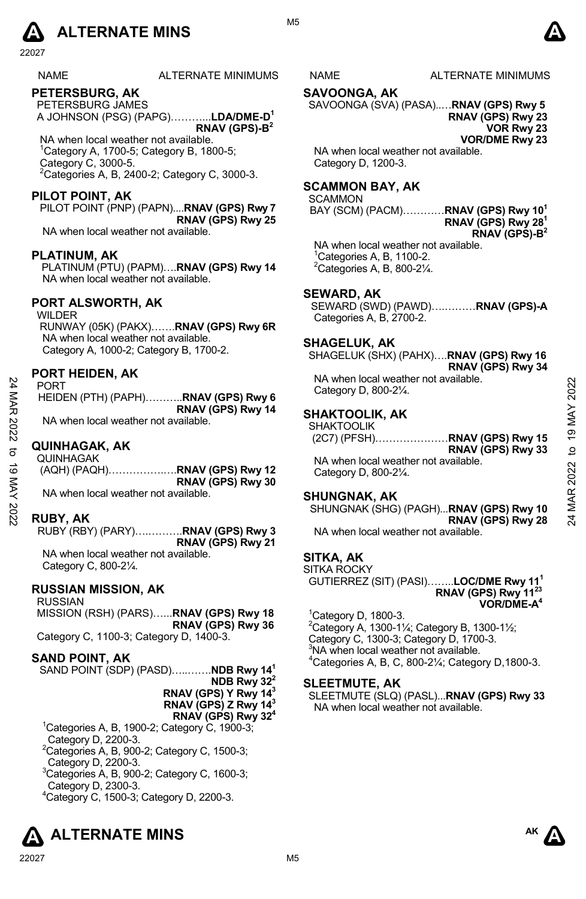| NAME | ALTERNATE MINIMUMS |
|---|---|

## PETERSBURG, AK

PETERSBURG JAMES A JOHNSON (PSG) (PAPG)………...**LDA/DME-D**[1] **RNAV (GPS)-B**[2]

NA when local weather not available.
[1]Category A, 1700-5; Category B, 1800-5; Category C, 3000-5.
[2]Categories A, B, 2400-2; Category C, 3000-3.

## PILOT POINT, AK

PILOT POINT (PNP) (PAPN)....**RNAV (GPS) Rwy 7**
**RNAV (GPS) Rwy 25**

NA when local weather not available.

## PLATINUM, AK

PLATINUM (PTU) (PAPM)….**RNAV (GPS) Rwy 14**

NA when local weather not available.

## PORT ALSWORTH, AK

WILDER RUNWAY (05K) (PAKX)…….**RNAV (GPS) Rwy 6R**

NA when local weather not available.
Category A, 1000-2; Category B, 1700-2.

## PORT HEIDEN, AK

PORT HEIDEN (PTH) (PAPH)………..**RNAV (GPS) Rwy 6**
**RNAV (GPS) Rwy 14**

NA when local weather not available.

## QUINHAGAK, AK

QUINHAGAK (AQH) (PAQH)……………..…**RNAV (GPS) Rwy 12**
**RNAV (GPS) Rwy 30**

NA when local weather not available.

## RUBY, AK

RUBY (RBY) (PARY)….……….**RNAV (GPS) Rwy 3**
**RNAV (GPS) Rwy 21**

NA when local weather not available.
Category C, 800-2¼.

## RUSSIAN MISSION, AK

RUSSIAN MISSION (RSH) (PARS)…...**RNAV (GPS) Rwy 18**
**RNAV (GPS) Rwy 36**

Category C, 1100-3; Category D, 1400-3.

## SAND POINT, AK

SAND POINT (SDP) (PASD)…...……**NDB Rwy 14**[1]
**NDB Rwy 32**[2]
**RNAV (GPS) Y Rwy 14**[3]
**RNAV (GPS) Z Rwy 14**[3]
**RNAV (GPS) Rwy 32**[4]

[1]Categories A, B, 1900-2; Category C, 1900-3; Category D, 2200-3.
[2]Categories A, B, 900-2; Category C, 1500-3; Category D, 2200-3.
[3]Categories A, B, 900-2; Category C, 1600-3; Category D, 2300-3.
[4]Category C, 1500-3; Category D, 2200-3.

## SAVOONGA, AK

SAVOONGA (SVA) (PASA)..…**RNAV (GPS) Rwy 5**
**RNAV (GPS) Rwy 23**
**VOR Rwy 23**
**VOR/DME Rwy 23**

NA when local weather not available.
Category D, 1200-3.

## SCAMMON BAY, AK

SCAMMON BAY (SCM) (PACM)…………**RNAV (GPS) Rwy 10**[1]
**RNAV (GPS) Rwy 28**[1]
**RNAV (GPS)-B**[2]

NA when local weather not available.
[1]Categories A, B, 1100-2.
[2]Categories A, B, 800-2¼.

## SEWARD, AK

SEWARD (SWD) (PAWD)….………**RNAV (GPS)-A**

Categories A, B, 2700-2.

## SHAGELUK, AK

SHAGELUK (SHX) (PAHX)….**RNAV (GPS) Rwy 16**
**RNAV (GPS) Rwy 34**

NA when local weather not available.
Category D, 800-2¼.

## SHAKTOOLIK, AK

SHAKTOOLIK (2C7) (PFSH)…………………**RNAV (GPS) Rwy 15**
**RNAV (GPS) Rwy 33**

NA when local weather not available.
Category D, 800-2¼.

## SHUNGNAK, AK

SHUNGNAK (SHG) (PAGH)...**RNAV (GPS) Rwy 10**
**RNAV (GPS) Rwy 28**

NA when local weather not available.

## SITKA, AK

SITKA ROCKY GUTIERREZ (SIT) (PASI)……..**LOC/DME Rwy 11**[1]
**RNAV (GPS) Rwy 11**[2,3]
**VOR/DME-A**[4]

[1]Category D, 1800-3.
[2]Category A, 1300-1¼; Category B, 1300-1½; Category C, 1300-3; Category D, 1700-3.
[3]NA when local weather not available.
[4]Categories A, B, C, 800-2¼; Category D,1800-3.

## SLEETMUTE, AK

SLEETMUTE (SLQ) (PASL)...**RNAV (GPS) Rwy 33**

NA when local weather not available.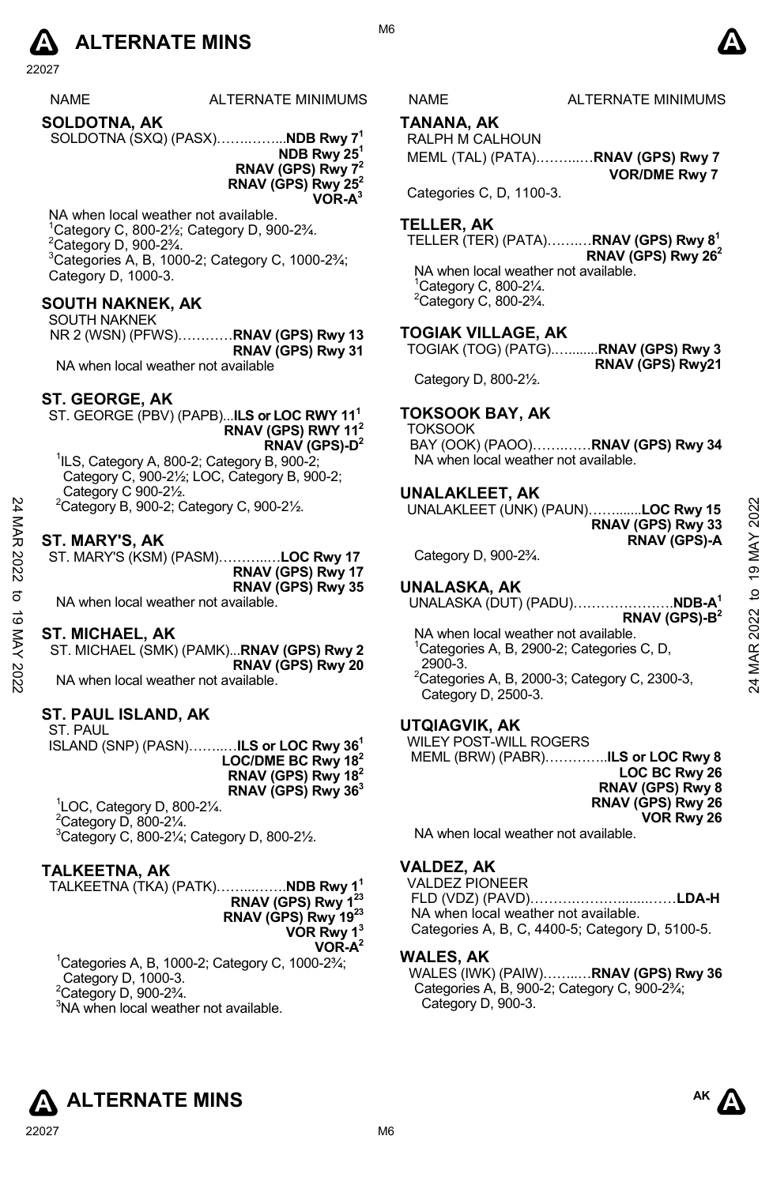| NAME | ALTERNATE MINIMUMS |
|---|---|

## SOLDOTNA, AK

SOLDOTNA (SXQ) (PASX)……..……...**NDB Rwy 7**[1]
**NDB Rwy 25**[1]
**RNAV (GPS) Rwy 7**[2]
**RNAV (GPS) Rwy 25**[2]
**VOR-A**[3]

NA when local weather not available.
[1]Category C, 800-2½; Category D, 900-2¾.
[2]Category D, 900-2¾.
[3]Categories A, B, 1000-2; Category C, 1000-2¾; Category D, 1000-3.

## SOUTH NAKNEK, AK

SOUTH NAKNEK
NR 2 (WSN) (PFWS)…………**RNAV (GPS) Rwy 13**
**RNAV (GPS) Rwy 31**

NA when local weather not available

## ST. GEORGE, AK

ST. GEORGE (PBV) (PAPB)...**ILS or LOC RWY 11**[1]
**RNAV (GPS) RWY 11**[2]
**RNAV (GPS)-D**[2]

[1]ILS, Category A, 800-2; Category B, 900-2; Category C, 900-2½; LOC, Category B, 900-2; Category C 900-2½.
[2]Category B, 900-2; Category C, 900-2½.

## ST. MARY'S, AK

ST. MARY'S (KSM) (PASM)………...…**LOC Rwy 17**
**RNAV (GPS) Rwy 17**
**RNAV (GPS) Rwy 35**

NA when local weather not available.

## ST. MICHAEL, AK

ST. MICHAEL (SMK) (PAMK)...**RNAV (GPS) Rwy 2**
**RNAV (GPS) Rwy 20**

NA when local weather not available.

## ST. PAUL ISLAND, AK

ST. PAUL
ISLAND (SNP) (PASN)……..…**ILS or LOC Rwy 36**[1]
**LOC/DME BC Rwy 18**[2]
**RNAV (GPS) Rwy 18**[2]
**RNAV (GPS) Rwy 36**[3]

[1]LOC, Category D, 800-2¼.
[2]Category D, 800-2¼.
[3]Category C, 800-2¼; Category D, 800-2½.

## TALKEETNA, AK

TALKEETNA (TKA) (PATK)……....……**NDB Rwy 1**[1]
**RNAV (GPS) Rwy 1**[23]
**RNAV (GPS) Rwy 19**[23]
**VOR Rwy 1**[3]
**VOR-A**[2]

[1]Categories A, B, 1000-2; Category C, 1000-2¾; Category D, 1000-3.
[2]Category D, 900-2¾.
[3]NA when local weather not available.

## TANANA, AK

RALPH M CALHOUN
MEML (TAL) (PATA)……..…**RNAV (GPS) Rwy 7**
**VOR/DME Rwy 7**

Categories C, D, 1100-3.

## TELLER, AK

TELLER (TER) (PATA)……..…**RNAV (GPS) Rwy 8**[1]
**RNAV (GPS) Rwy 26**[2]

NA when local weather not available.
[1]Category C, 800-2¼.
[2]Category C, 800-2¾.

## TOGIAK VILLAGE, AK

TOGIAK (TOG) (PATG)..…......**RNAV (GPS) Rwy 3**
**RNAV (GPS) Rwy21**

Category D, 800-2½.

## TOKSOOK BAY, AK

TOKSOOK
BAY (OOK) (PAOO)……..……**RNAV (GPS) Rwy 34**

NA when local weather not available.

## UNALAKLEET, AK

UNALAKLEET (UNK) (PAUN)……......**LOC Rwy 15**
**RNAV (GPS) Rwy 33**
**RNAV (GPS)-A**

Category D, 900-2¾.

## UNALASKA, AK

UNALASKA (DUT) (PADU)………………….**NDB-A**[1]
**RNAV (GPS)-B**[2]

NA when local weather not available.
[1]Categories A, B, 2900-2; Categories C, D, 2900-3.
[2]Categories A, B, 2000-3; Category C, 2300-3, Category D, 2500-3.

## UTQIAGVIK, AK

WILEY POST-WILL ROGERS
MEML (BRW) (PABR)…………..**ILS or LOC Rwy 8**
**LOC BC Rwy 26**
**RNAV (GPS) Rwy 8**
**RNAV (GPS) Rwy 26**
**VOR Rwy 26**

NA when local weather not available.

## VALDEZ, AK

VALDEZ PIONEER
FLD (VDZ) (PAVD)……….……….......……**LDA-H**

NA when local weather not available.
Categories A, B, C, 4400-5; Category D, 5100-5.

## WALES, AK

WALES (IWK) (PAIW)……..…**RNAV (GPS) Rwy 36**

Categories A, B, 900-2; Category C, 900-2¾; Category D, 900-3.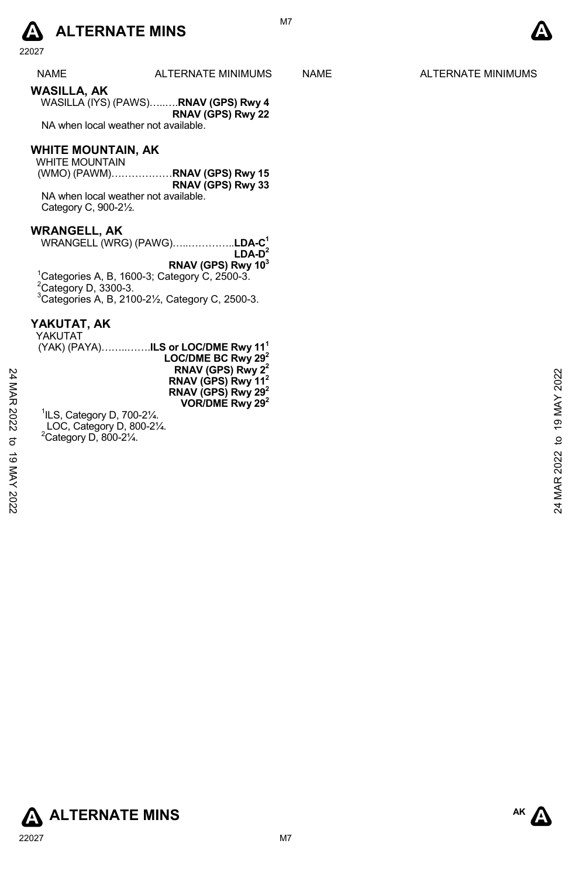| NAME | ALTERNATE MINIMUMS |
|---|---|

## WASILLA, AK

WASILLA (IYS) (PAWS)……..**RNAV (GPS) Rwy 4**
**RNAV (GPS) Rwy 22**

NA when local weather not available.

## WHITE MOUNTAIN, AK

WHITE MOUNTAIN
(WMO) (PAWM)………………**RNAV (GPS) Rwy 15**
**RNAV (GPS) Rwy 33**

NA when local weather not available.
Category C, 900-2½.

## WRANGELL, AK

WRANGELL (WRG) (PAWG)…..…………..**LDA-C**[1]
**LDA-D**[2]
**RNAV (GPS) Rwy 10**[3]

[1]Categories A, B, 1600-3; Category C, 2500-3.
[2]Category D, 3300-3.
[3]Categories A, B, 2100-2½, Category C, 2500-3.

## YAKUTAT, AK

YAKUTAT
(YAK) (PAYA)……..…….**ILS or LOC/DME Rwy 11**[1]
**LOC/DME BC Rwy 29**[2]
**RNAV (GPS) Rwy 2**[2]
**RNAV (GPS) Rwy 11**[2]
**RNAV (GPS) Rwy 29**[2]
**VOR/DME Rwy 29**[2]

[1]ILS, Category D, 700-2¼.
LOC, Category D, 800-2¼.
[2]Category D, 800-2¼.